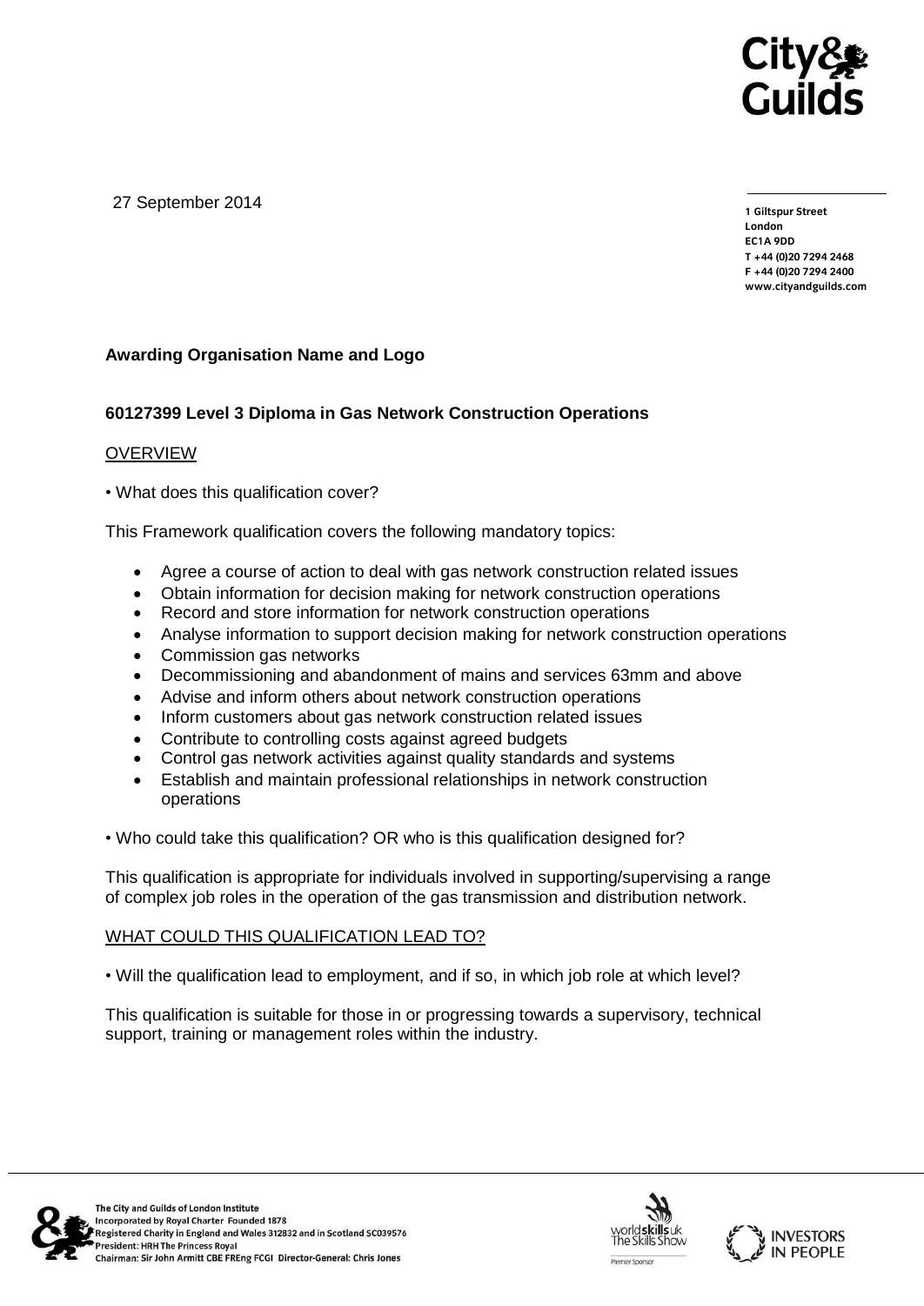27 September 2014

1 Giltspur Street
London
EC1A 9DD
T +44 (0)20 7294 2468
F +44 (0)20 7294 2400
www.cityandguilds.com

**Awarding Organisation Name and Logo**

**60127399 Level 3 Diploma in Gas Network Construction Operations**

OVERVIEW

• What does this qualification cover?

This Framework qualification covers the following mandatory topics:

- Agree a course of action to deal with gas network construction related issues
- Obtain information for decision making for network construction operations
- Record and store information for network construction operations
- Analyse information to support decision making for network construction operations
- Commission gas networks
- Decommissioning and abandonment of mains and services 63mm and above
- Advise and inform others about network construction operations
- Inform customers about gas network construction related issues
- Contribute to controlling costs against agreed budgets
- Control gas network activities against quality standards and systems
- Establish and maintain professional relationships in network construction operations

• Who could take this qualification? OR who is this qualification designed for?

This qualification is appropriate for individuals involved in supporting/supervising a range of complex job roles in the operation of the gas transmission and distribution network.

WHAT COULD THIS QUALIFICATION LEAD TO?

• Will the qualification lead to employment, and if so, in which job role at which level?

This qualification is suitable for those in or progressing towards a supervisory, technical support, training or management roles within the industry.

The City and Guilds of London Institute
Incorporated by Royal Charter Founded 1878
Registered Charity in England and Wales 312832 and in Scotland SC039576
President: HRH The Princess Royal
Chairman: Sir John Armitt CBE FREng FCGI Director-General: Chris Jones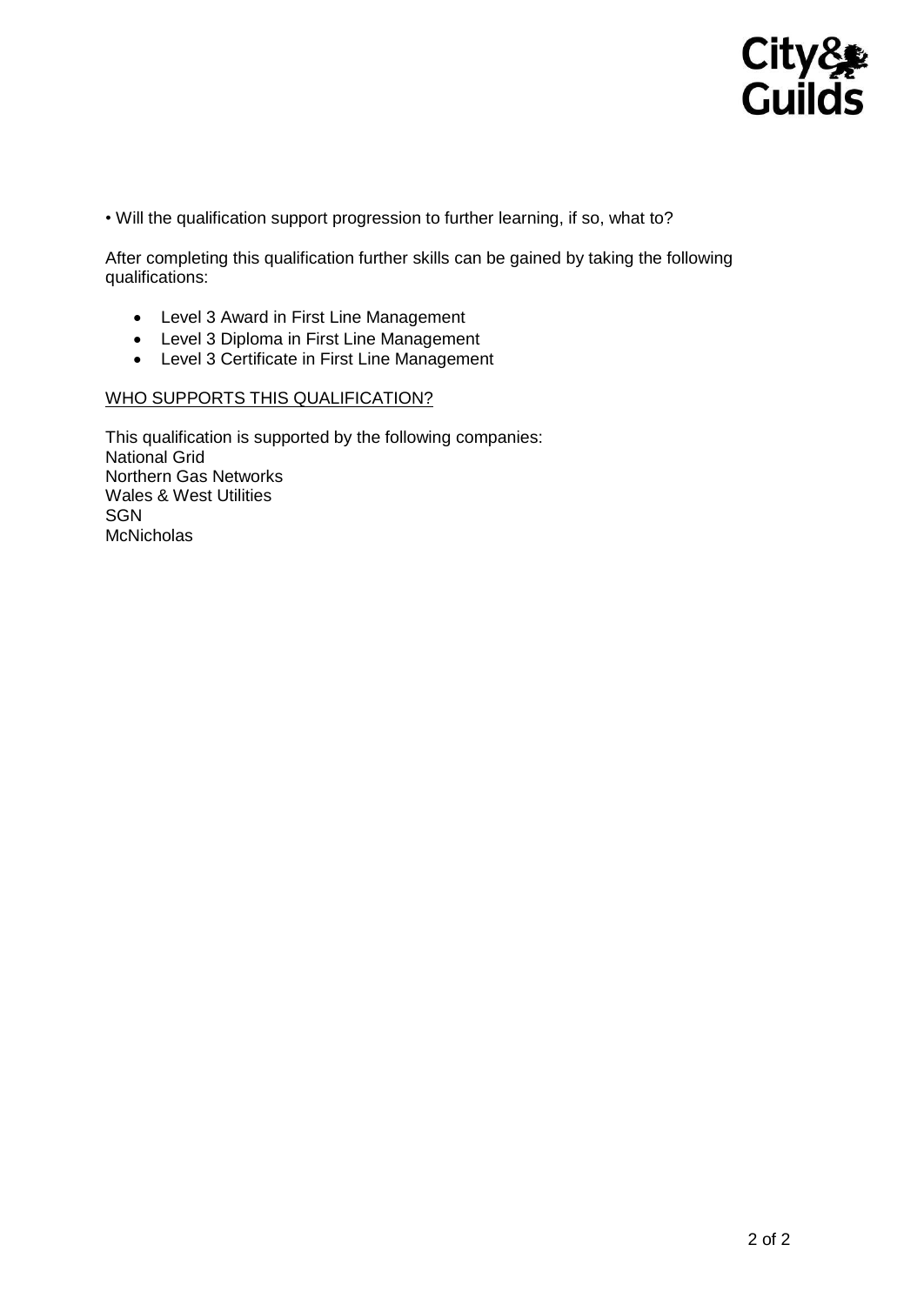• Will the qualification support progression to further learning, if so, what to?

After completing this qualification further skills can be gained by taking the following qualifications:

- Level 3 Award in First Line Management
- Level 3 Diploma in First Line Management
- Level 3 Certificate in First Line Management

<u>WHO SUPPORTS THIS QUALIFICATION?</u>

This qualification is supported by the following companies:
National Grid
Northern Gas Networks
Wales & West Utilities
SGN
McNicholas